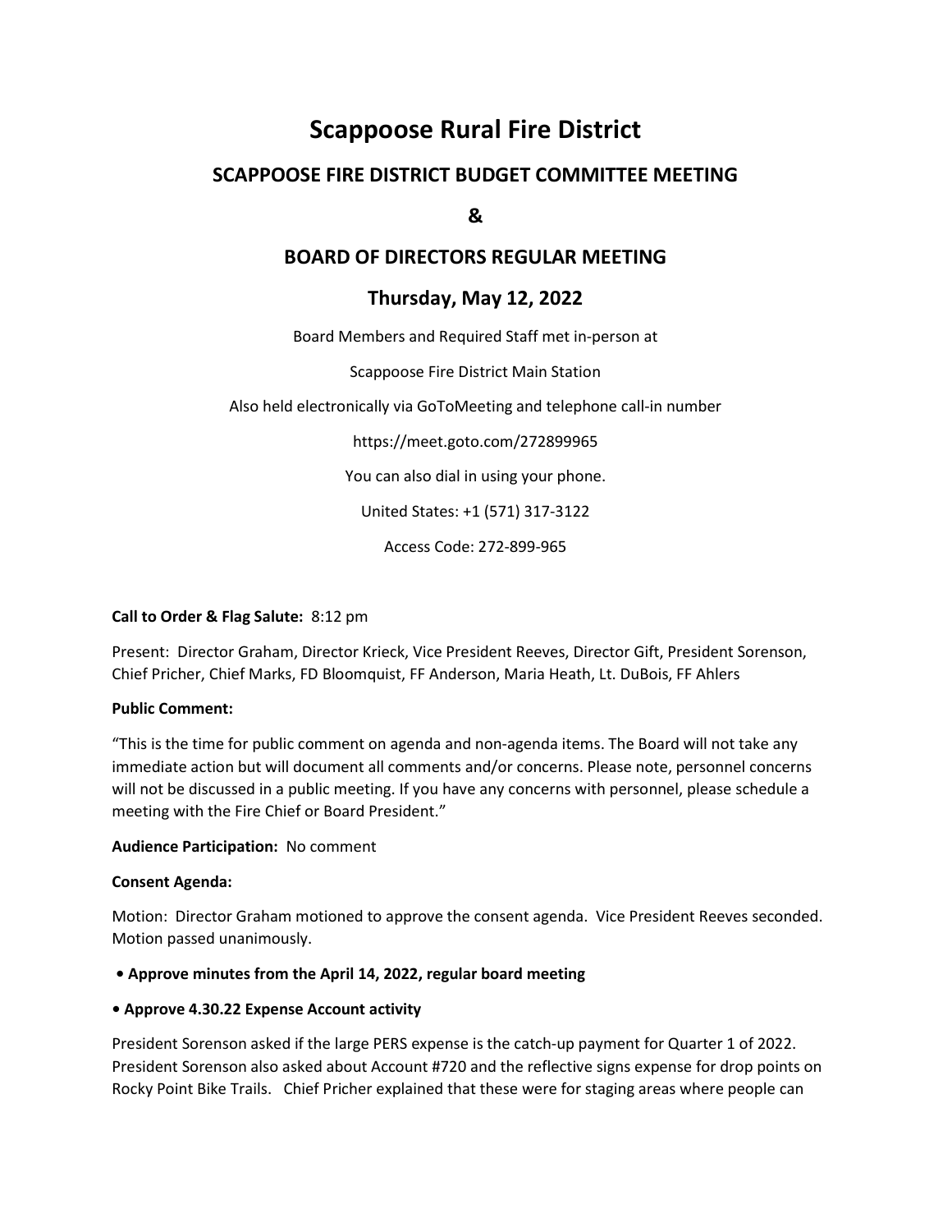# Scappoose Rural Fire District

## SCAPPOOSE FIRE DISTRICT BUDGET COMMITTEE MEETING

## &

## BOARD OF DIRECTORS REGULAR MEETING

## Thursday, May 12, 2022

Board Members and Required Staff met in-person at

Scappoose Fire District Main Station

Also held electronically via GoToMeeting and telephone call-in number

https://meet.goto.com/272899965

You can also dial in using your phone.

United States: +1 (571) 317-3122

Access Code: 272-899-965

**Call to Order & Flag Salute:** 8:12 pm

Present: Director Graham, Director Krieck, Vice President Reeves, Director Gift, President Sorenson, Chief Pricher, Chief Marks, FD Bloomquist, FF Anderson, Maria Heath, Lt. DuBois, FF Ahlers

**Public Comment:**

"This is the time for public comment on agenda and non-agenda items. The Board will not take any immediate action but will document all comments and/or concerns. Please note, personnel concerns will not be discussed in a public meeting. If you have any concerns with personnel, please schedule a meeting with the Fire Chief or Board President."

**Audience Participation:** No comment

**Consent Agenda:**

Motion: Director Graham motioned to approve the consent agenda. Vice President Reeves seconded. Motion passed unanimously.

- **Approve minutes from the April 14, 2022, regular board meeting**
- **Approve 4.30.22 Expense Account activity**

President Sorenson asked if the large PERS expense is the catch-up payment for Quarter 1 of 2022. President Sorenson also asked about Account #720 and the reflective signs expense for drop points on Rocky Point Bike Trails. Chief Pricher explained that these were for staging areas where people can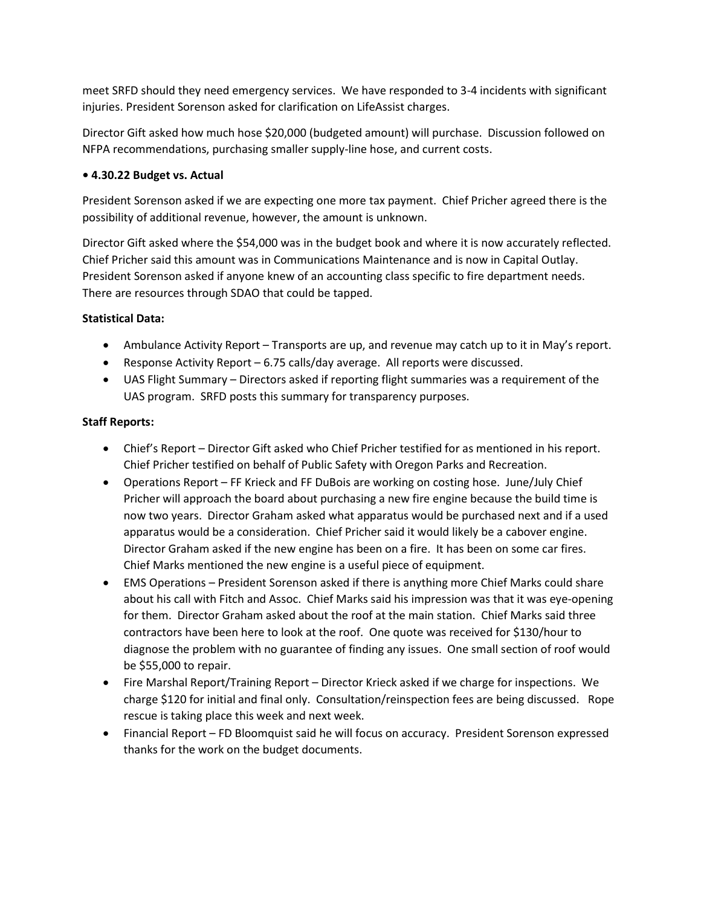meet SRFD should they need emergency services. We have responded to 3-4 incidents with significant injuries. President Sorenson asked for clarification on LifeAssist charges.

Director Gift asked how much hose $20,000 (budgeted amount) will purchase. Discussion followed on NFPA recommendations, purchasing smaller supply-line hose, and current costs.

**• 4.30.22 Budget vs. Actual**

President Sorenson asked if we are expecting one more tax payment. Chief Pricher agreed there is the possibility of additional revenue, however, the amount is unknown.

Director Gift asked where the $54,000 was in the budget book and where it is now accurately reflected. Chief Pricher said this amount was in Communications Maintenance and is now in Capital Outlay. President Sorenson asked if anyone knew of an accounting class specific to fire department needs. There are resources through SDAO that could be tapped.

**Statistical Data:**

- Ambulance Activity Report – Transports are up, and revenue may catch up to it in May's report.
- Response Activity Report – 6.75 calls/day average. All reports were discussed.
- UAS Flight Summary – Directors asked if reporting flight summaries was a requirement of the UAS program. SRFD posts this summary for transparency purposes.

**Staff Reports:**

- Chief's Report – Director Gift asked who Chief Pricher testified for as mentioned in his report. Chief Pricher testified on behalf of Public Safety with Oregon Parks and Recreation.
- Operations Report – FF Krieck and FF DuBois are working on costing hose. June/July Chief Pricher will approach the board about purchasing a new fire engine because the build time is now two years. Director Graham asked what apparatus would be purchased next and if a used apparatus would be a consideration. Chief Pricher said it would likely be a cabover engine. Director Graham asked if the new engine has been on a fire. It has been on some car fires. Chief Marks mentioned the new engine is a useful piece of equipment.
- EMS Operations – President Sorenson asked if there is anything more Chief Marks could share about his call with Fitch and Assoc. Chief Marks said his impression was that it was eye-opening for them. Director Graham asked about the roof at the main station. Chief Marks said three contractors have been here to look at the roof. One quote was received for $130/hour to diagnose the problem with no guarantee of finding any issues. One small section of roof would be $55,000 to repair.
- Fire Marshal Report/Training Report – Director Krieck asked if we charge for inspections. We charge $120 for initial and final only. Consultation/reinspection fees are being discussed. Rope rescue is taking place this week and next week.
- Financial Report – FD Bloomquist said he will focus on accuracy. President Sorenson expressed thanks for the work on the budget documents.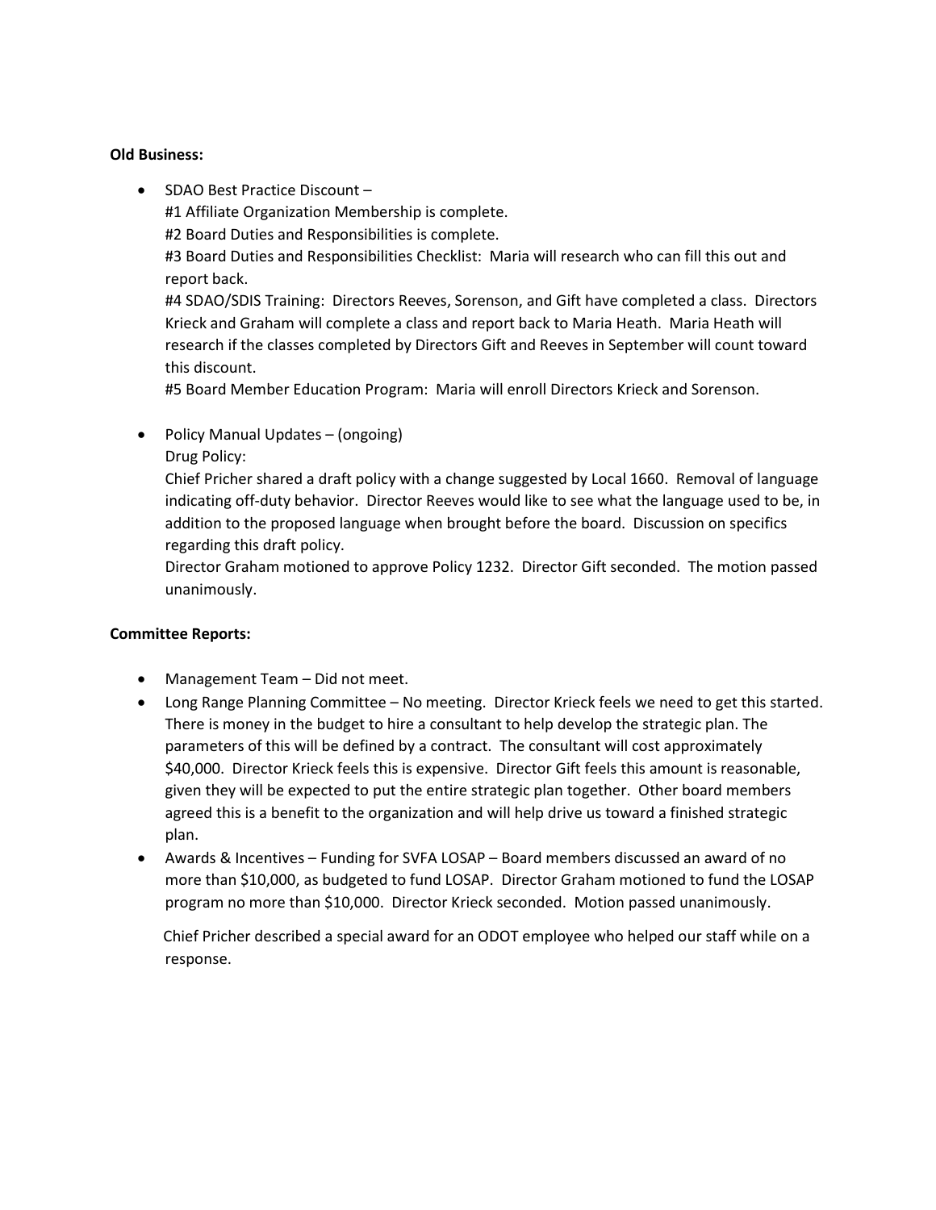**Old Business:**

- SDAO Best Practice Discount –
  #1 Affiliate Organization Membership is complete.
  #2 Board Duties and Responsibilities is complete.
  #3 Board Duties and Responsibilities Checklist: Maria will research who can fill this out and report back.
  #4 SDAO/SDIS Training: Directors Reeves, Sorenson, and Gift have completed a class. Directors Krieck and Graham will complete a class and report back to Maria Heath. Maria Heath will research if the classes completed by Directors Gift and Reeves in September will count toward this discount.
  #5 Board Member Education Program: Maria will enroll Directors Krieck and Sorenson.

- Policy Manual Updates – (ongoing)
  Drug Policy:
  Chief Pricher shared a draft policy with a change suggested by Local 1660. Removal of language indicating off-duty behavior. Director Reeves would like to see what the language used to be, in addition to the proposed language when brought before the board. Discussion on specifics regarding this draft policy.
  Director Graham motioned to approve Policy 1232. Director Gift seconded. The motion passed unanimously.

**Committee Reports:**

- Management Team – Did not meet.
- Long Range Planning Committee – No meeting. Director Krieck feels we need to get this started. There is money in the budget to hire a consultant to help develop the strategic plan. The parameters of this will be defined by a contract. The consultant will cost approximately $40,000. Director Krieck feels this is expensive. Director Gift feels this amount is reasonable, given they will be expected to put the entire strategic plan together. Other board members agreed this is a benefit to the organization and will help drive us toward a finished strategic plan.
- Awards & Incentives – Funding for SVFA LOSAP – Board members discussed an award of no more than $10,000, as budgeted to fund LOSAP. Director Graham motioned to fund the LOSAP program no more than $10,000. Director Krieck seconded. Motion passed unanimously.

  Chief Pricher described a special award for an ODOT employee who helped our staff while on a response.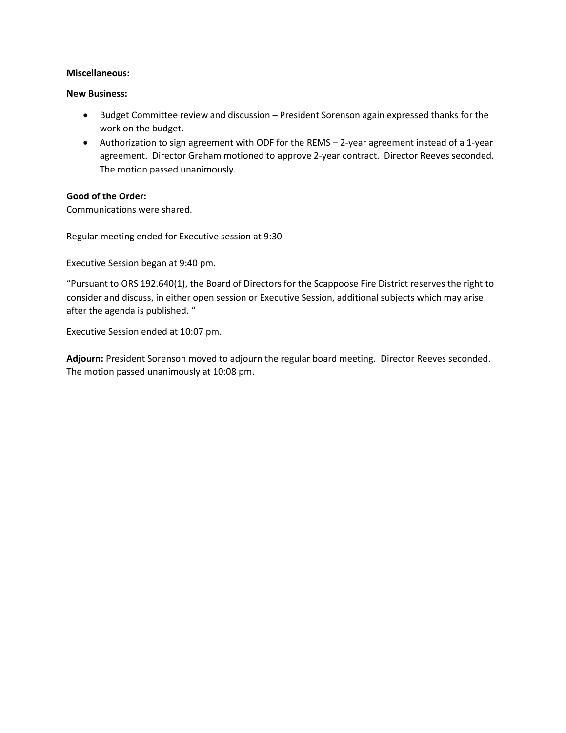**Miscellaneous:**

**New Business:**

- Budget Committee review and discussion – President Sorenson again expressed thanks for the work on the budget.
- Authorization to sign agreement with ODF for the REMS – 2-year agreement instead of a 1-year agreement. Director Graham motioned to approve 2-year contract. Director Reeves seconded. The motion passed unanimously.

**Good of the Order:**
Communications were shared.

Regular meeting ended for Executive session at 9:30

Executive Session began at 9:40 pm.

"Pursuant to ORS 192.640(1), the Board of Directors for the Scappoose Fire District reserves the right to consider and discuss, in either open session or Executive Session, additional subjects which may arise after the agenda is published. "

Executive Session ended at 10:07 pm.

**Adjourn:** President Sorenson moved to adjourn the regular board meeting. Director Reeves seconded. The motion passed unanimously at 10:08 pm.